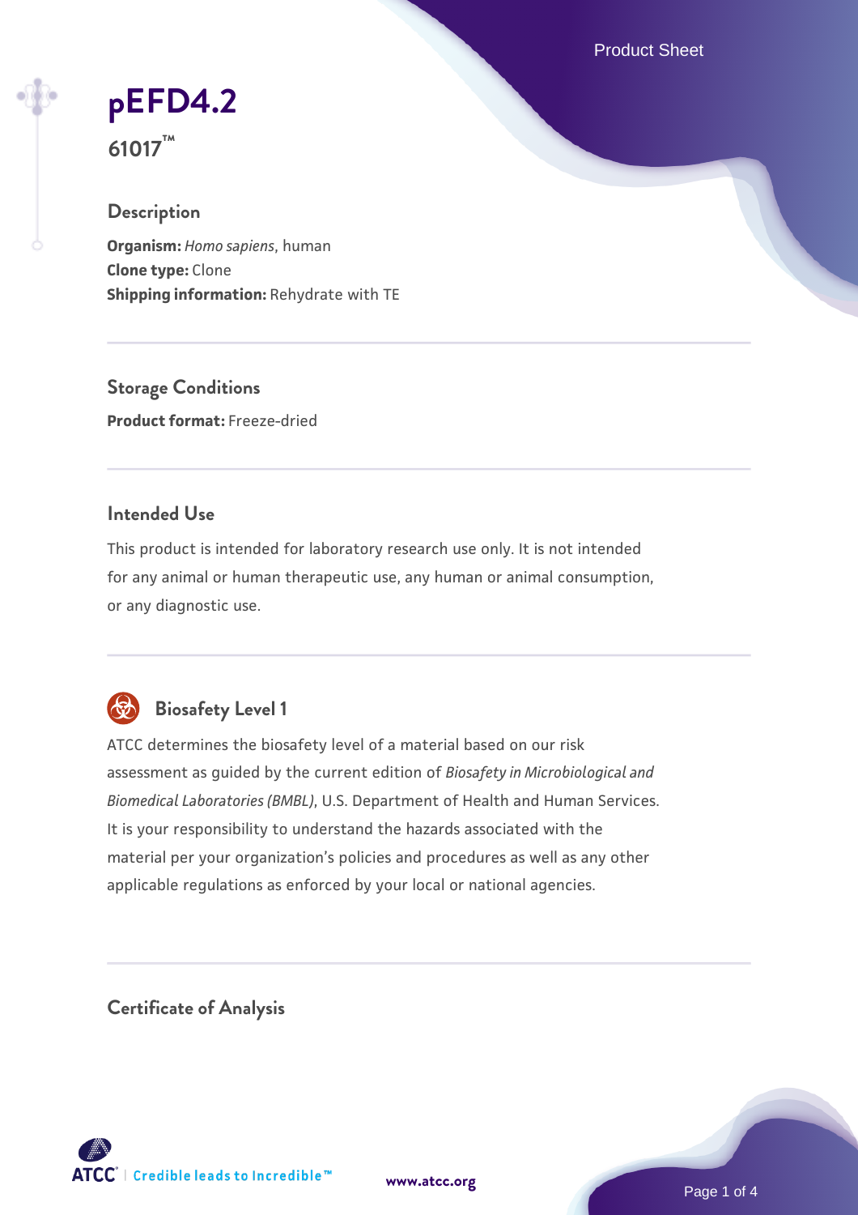# pEFD4.2

**61017™**

## Description

**Organism:** *Homo sapiens*, human
**Clone type:** Clone
**Shipping information:** Rehydrate with TE

## Storage Conditions

**Product format:** Freeze-dried

## Intended Use

This product is intended for laboratory research use only. It is not intended for any animal or human therapeutic use, any human or animal consumption, or any diagnostic use.

## Biosafety Level 1

ATCC determines the biosafety level of a material based on our risk assessment as guided by the current edition of *Biosafety in Microbiological and Biomedical Laboratories (BMBL)*, U.S. Department of Health and Human Services. It is your responsibility to understand the hazards associated with the material per your organization's policies and procedures as well as any other applicable regulations as enforced by your local or national agencies.

## Certificate of Analysis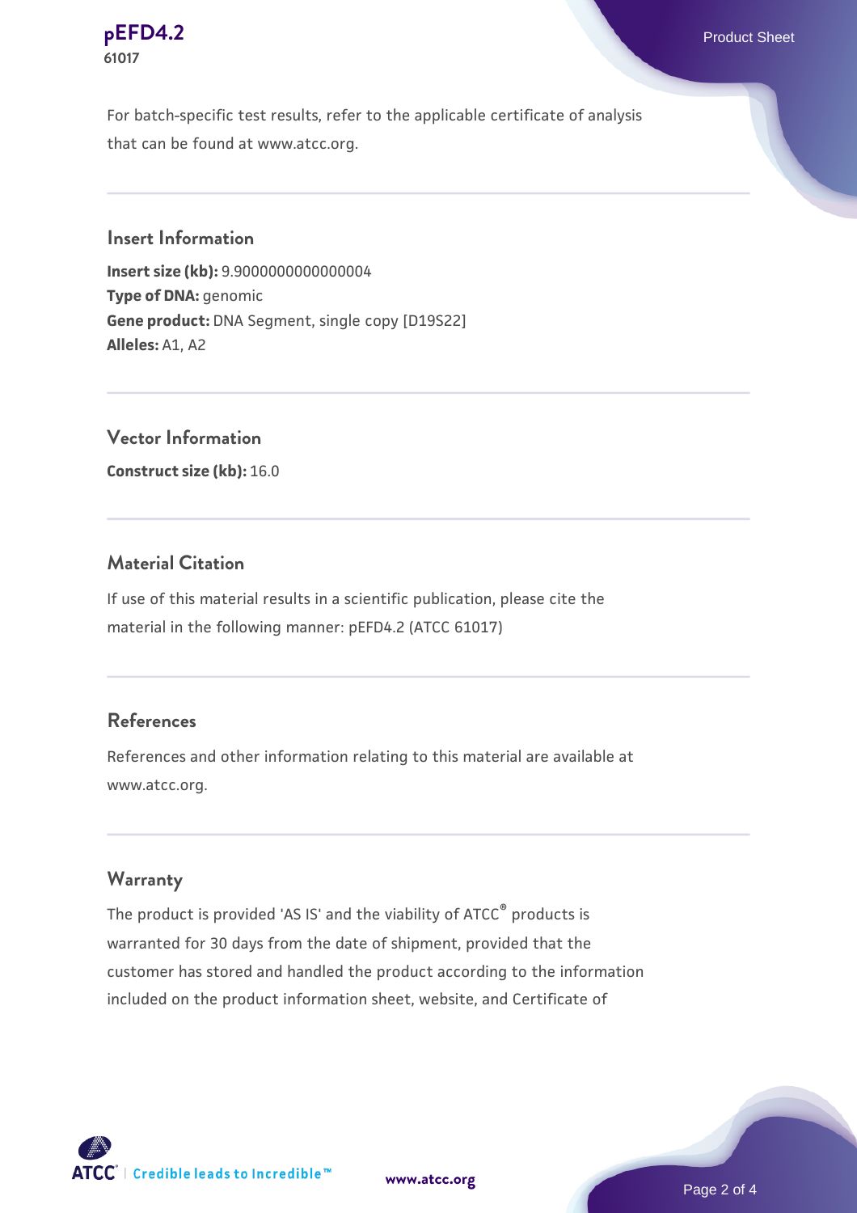For batch-specific test results, refer to the applicable certificate of analysis that can be found at www.atcc.org.

## Insert Information

**Insert size (kb):** 9.9000000000000004
**Type of DNA:** genomic
**Gene product:** DNA Segment, single copy [D19S22]
**Alleles:** A1, A2

## Vector Information

**Construct size (kb):** 16.0

## Material Citation

If use of this material results in a scientific publication, please cite the material in the following manner: pEFD4.2 (ATCC 61017)

## References

References and other information relating to this material are available at www.atcc.org.

## Warranty

The product is provided 'AS IS' and the viability of ATCC® products is warranted for 30 days from the date of shipment, provided that the customer has stored and handled the product according to the information included on the product information sheet, website, and Certificate of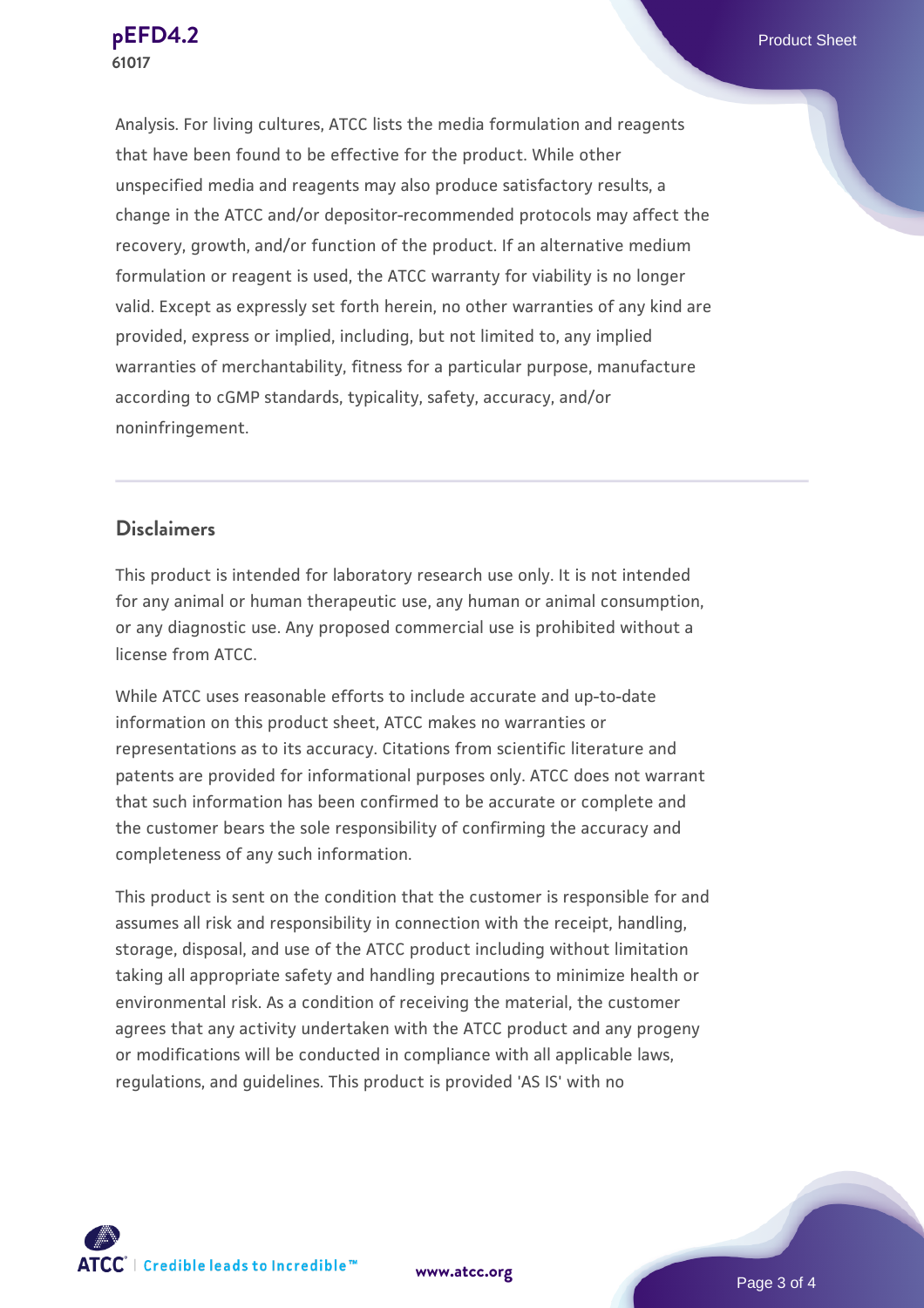Analysis. For living cultures, ATCC lists the media formulation and reagents that have been found to be effective for the product. While other unspecified media and reagents may also produce satisfactory results, a change in the ATCC and/or depositor-recommended protocols may affect the recovery, growth, and/or function of the product. If an alternative medium formulation or reagent is used, the ATCC warranty for viability is no longer valid. Except as expressly set forth herein, no other warranties of any kind are provided, express or implied, including, but not limited to, any implied warranties of merchantability, fitness for a particular purpose, manufacture according to cGMP standards, typicality, safety, accuracy, and/or noninfringement.

## Disclaimers

This product is intended for laboratory research use only. It is not intended for any animal or human therapeutic use, any human or animal consumption, or any diagnostic use. Any proposed commercial use is prohibited without a license from ATCC.

While ATCC uses reasonable efforts to include accurate and up-to-date information on this product sheet, ATCC makes no warranties or representations as to its accuracy. Citations from scientific literature and patents are provided for informational purposes only. ATCC does not warrant that such information has been confirmed to be accurate or complete and the customer bears the sole responsibility of confirming the accuracy and completeness of any such information.

This product is sent on the condition that the customer is responsible for and assumes all risk and responsibility in connection with the receipt, handling, storage, disposal, and use of the ATCC product including without limitation taking all appropriate safety and handling precautions to minimize health or environmental risk. As a condition of receiving the material, the customer agrees that any activity undertaken with the ATCC product and any progeny or modifications will be conducted in compliance with all applicable laws, regulations, and guidelines. This product is provided 'AS IS' with no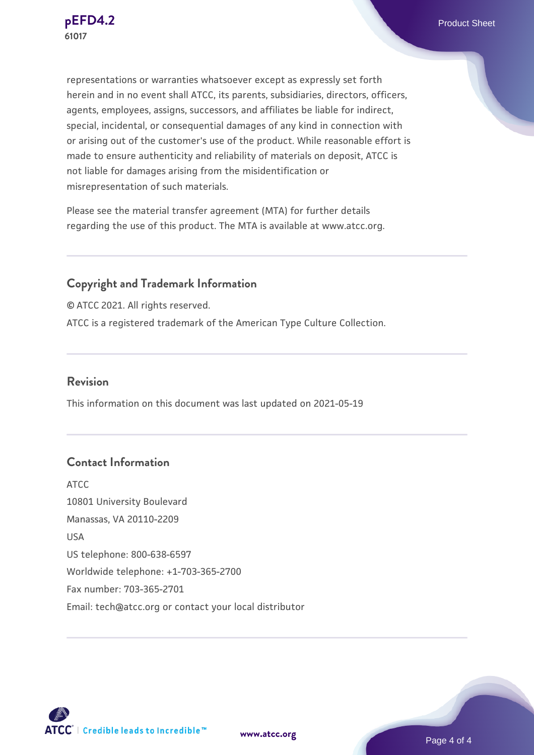representations or warranties whatsoever except as expressly set forth herein and in no event shall ATCC, its parents, subsidiaries, directors, officers, agents, employees, assigns, successors, and affiliates be liable for indirect, special, incidental, or consequential damages of any kind in connection with or arising out of the customer's use of the product. While reasonable effort is made to ensure authenticity and reliability of materials on deposit, ATCC is not liable for damages arising from the misidentification or misrepresentation of such materials.

Please see the material transfer agreement (MTA) for further details regarding the use of this product. The MTA is available at www.atcc.org.

## Copyright and Trademark Information

© ATCC 2021. All rights reserved.

ATCC is a registered trademark of the American Type Culture Collection.

## Revision

This information on this document was last updated on 2021-05-19

## Contact Information

ATCC
10801 University Boulevard
Manassas, VA 20110-2209
USA
US telephone: 800-638-6597
Worldwide telephone: +1-703-365-2700
Fax number: 703-365-2701
Email: tech@atcc.org or contact your local distributor